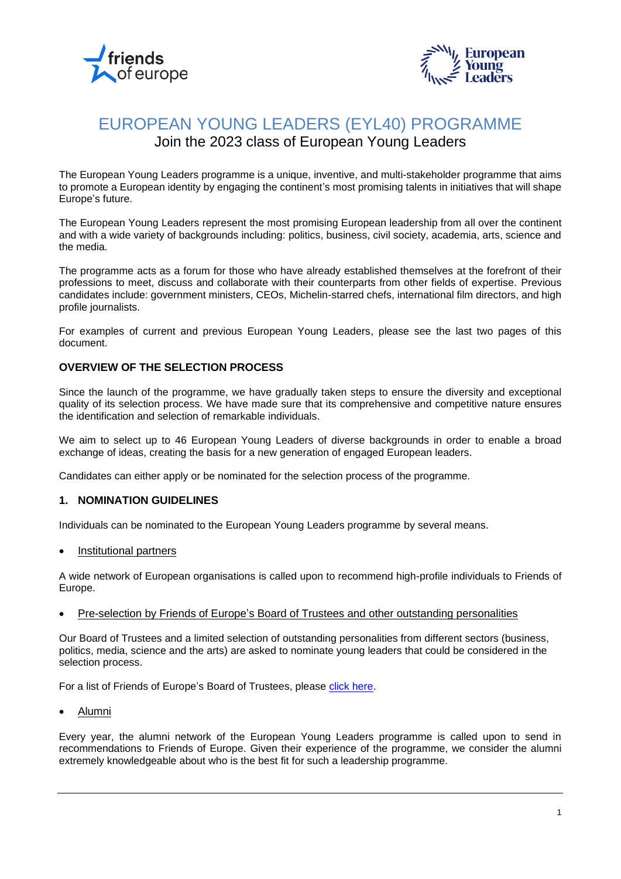# EUROPEAN YOUNG LEADERS (EYL40) PROGRAMME

## Join the 2023 class of European Young Leaders

The European Young Leaders programme is a unique, inventive, and multi-stakeholder programme that aims to promote a European identity by engaging the continent's most promising talents in initiatives that will shape Europe's future.

The European Young Leaders represent the most promising European leadership from all over the continent and with a wide variety of backgrounds including: politics, business, civil society, academia, arts, science and the media.

The programme acts as a forum for those who have already established themselves at the forefront of their professions to meet, discuss and collaborate with their counterparts from other fields of expertise. Previous candidates include: government ministers, CEOs, Michelin-starred chefs, international film directors, and high profile journalists.

For examples of current and previous European Young Leaders, please see the last two pages of this document.

### OVERVIEW OF THE SELECTION PROCESS

Since the launch of the programme, we have gradually taken steps to ensure the diversity and exceptional quality of its selection process. We have made sure that its comprehensive and competitive nature ensures the identification and selection of remarkable individuals.

We aim to select up to 46 European Young Leaders of diverse backgrounds in order to enable a broad exchange of ideas, creating the basis for a new generation of engaged European leaders.

Candidates can either apply or be nominated for the selection process of the programme.

### 1. NOMINATION GUIDELINES

Individuals can be nominated to the European Young Leaders programme by several means.

- Institutional partners

A wide network of European organisations is called upon to recommend high-profile individuals to Friends of Europe.

- Pre-selection by Friends of Europe's Board of Trustees and other outstanding personalities

Our Board of Trustees and a limited selection of outstanding personalities from different sectors (business, politics, media, science and the arts) are asked to nominate young leaders that could be considered in the selection process.

For a list of Friends of Europe's Board of Trustees, please click here.

- Alumni

Every year, the alumni network of the European Young Leaders programme is called upon to send in recommendations to Friends of Europe. Given their experience of the programme, we consider the alumni extremely knowledgeable about who is the best fit for such a leadership programme.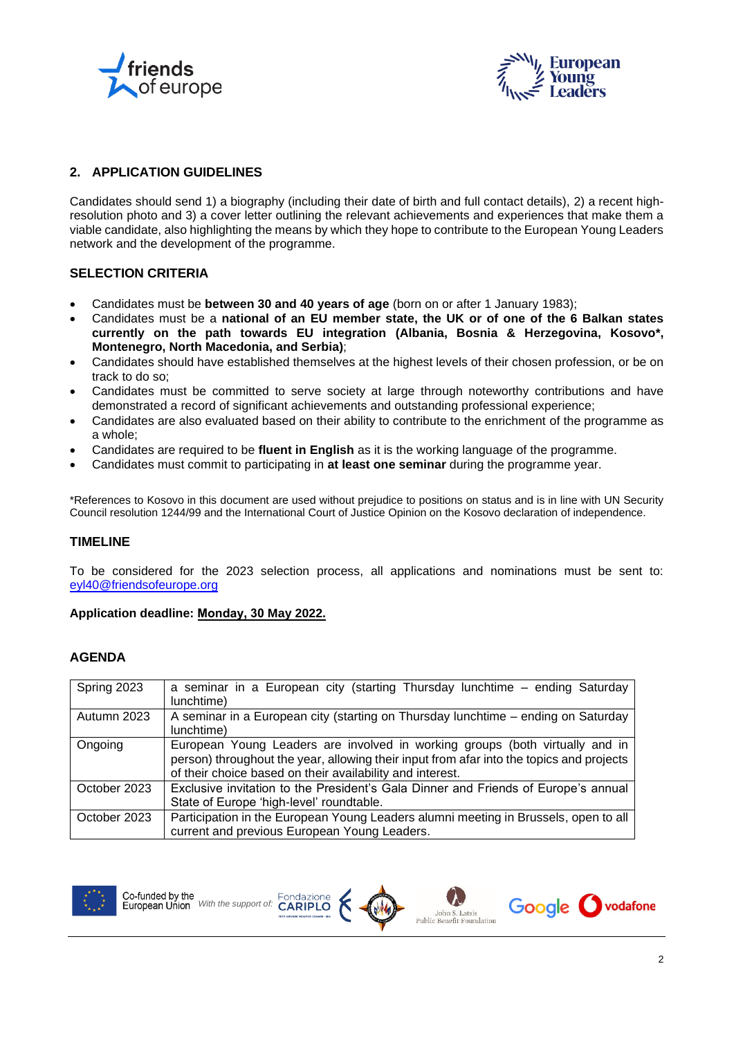## 2. APPLICATION GUIDELINES

Candidates should send 1) a biography (including their date of birth and full contact details), 2) a recent high-resolution photo and 3) a cover letter outlining the relevant achievements and experiences that make them a viable candidate, also highlighting the means by which they hope to contribute to the European Young Leaders network and the development of the programme.

### SELECTION CRITERIA

- Candidates must be **between 30 and 40 years of age** (born on or after 1 January 1983);
- Candidates must be a **national of an EU member state, the UK or of one of the 6 Balkan states currently on the path towards EU integration (Albania, Bosnia & Herzegovina, Kosovo*, Montenegro, North Macedonia, and Serbia)**;
- Candidates should have established themselves at the highest levels of their chosen profession, or be on track to do so;
- Candidates must be committed to serve society at large through noteworthy contributions and have demonstrated a record of significant achievements and outstanding professional experience;
- Candidates are also evaluated based on their ability to contribute to the enrichment of the programme as a whole;
- Candidates are required to be **fluent in English** as it is the working language of the programme.
- Candidates must commit to participating in **at least one seminar** during the programme year.

*References to Kosovo in this document are used without prejudice to positions on status and is in line with UN Security Council resolution 1244/99 and the International Court of Justice Opinion on the Kosovo declaration of independence.

### TIMELINE

To be considered for the 2023 selection process, all applications and nominations must be sent to: eyl40@friendsofeurope.org

**Application deadline: Monday, 30 May 2022.**

### AGENDA

| | |
|---|---|
| Spring 2023 | a seminar in a European city (starting Thursday lunchtime – ending Saturday lunchtime) |
| Autumn 2023 | A seminar in a European city (starting on Thursday lunchtime – ending on Saturday lunchtime) |
| Ongoing | European Young Leaders are involved in working groups (both virtually and in person) throughout the year, allowing their input from afar into the topics and projects of their choice based on their availability and interest. |
| October 2023 | Exclusive invitation to the President's Gala Dinner and Friends of Europe's annual State of Europe 'high-level' roundtable. |
| October 2023 | Participation in the European Young Leaders alumni meeting in Brussels, open to all current and previous European Young Leaders. |

Co-funded by the European Union *With the support of:* Fondazione CARIPLO, John S. Latsis Public Benefit Foundation, Google, vodafone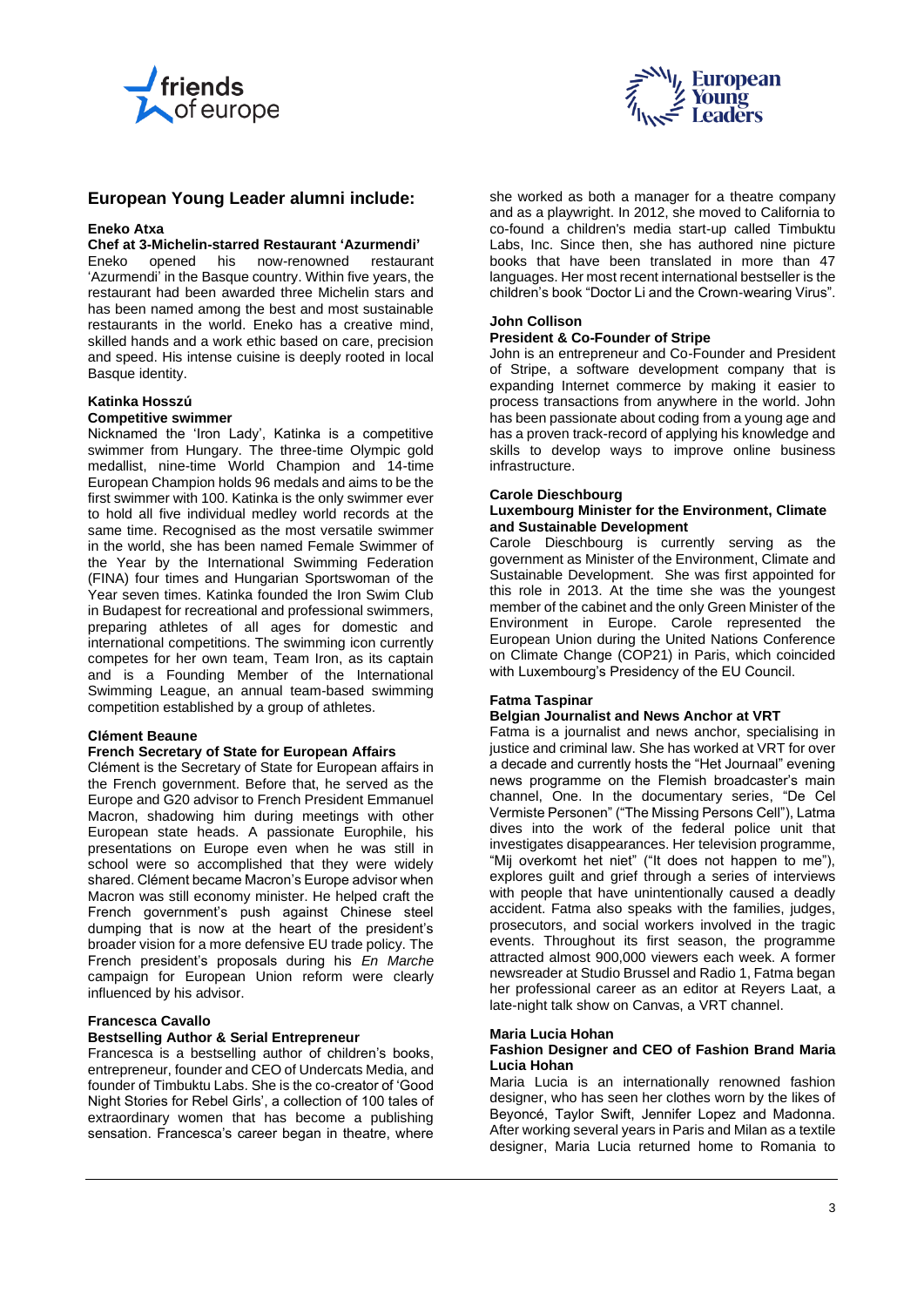## European Young Leader alumni include:

**Eneko Atxa**
**Chef at 3-Michelin-starred Restaurant 'Azurmendi'**

Eneko opened his now-renowned restaurant 'Azurmendi' in the Basque country. Within five years, the restaurant had been awarded three Michelin stars and has been named among the best and most sustainable restaurants in the world. Eneko has a creative mind, skilled hands and a work ethic based on care, precision and speed. His intense cuisine is deeply rooted in local Basque identity.

**Katinka Hosszú**
**Competitive swimmer**

Nicknamed the 'Iron Lady', Katinka is a competitive swimmer from Hungary. The three-time Olympic gold medallist, nine-time World Champion and 14-time European Champion holds 96 medals and aims to be the first swimmer with 100. Katinka is the only swimmer ever to hold all five individual medley world records at the same time. Recognised as the most versatile swimmer in the world, she has been named Female Swimmer of the Year by the International Swimming Federation (FINA) four times and Hungarian Sportswoman of the Year seven times. Katinka founded the Iron Swim Club in Budapest for recreational and professional swimmers, preparing athletes of all ages for domestic and international competitions. The swimming icon currently competes for her own team, Team Iron, as its captain and is a Founding Member of the International Swimming League, an annual team-based swimming competition established by a group of athletes.

**Clément Beaune**
**French Secretary of State for European Affairs**

Clément is the Secretary of State for European affairs in the French government. Before that, he served as the Europe and G20 advisor to French President Emmanuel Macron, shadowing him during meetings with other European state heads. A passionate Europhile, his presentations on Europe even when he was still in school were so accomplished that they were widely shared. Clément became Macron's Europe advisor when Macron was still economy minister. He helped craft the French government's push against Chinese steel dumping that is now at the heart of the president's broader vision for a more defensive EU trade policy. The French president's proposals during his *En Marche* campaign for European Union reform were clearly influenced by his advisor.

**Francesca Cavallo**
**Bestselling Author & Serial Entrepreneur**

Francesca is a bestselling author of children's books, entrepreneur, founder and CEO of Undercats Media, and founder of Timbuktu Labs. She is the co-creator of 'Good Night Stories for Rebel Girls', a collection of 100 tales of extraordinary women that has become a publishing sensation. Francesca's career began in theatre, where she worked as both a manager for a theatre company and as a playwright. In 2012, she moved to California to co-found a children's media start-up called Timbuktu Labs, Inc. Since then, she has authored nine picture books that have been translated in more than 47 languages. Her most recent international bestseller is the children's book "Doctor Li and the Crown-wearing Virus".

**John Collison**
**President & Co-Founder of Stripe**

John is an entrepreneur and Co-Founder and President of Stripe, a software development company that is expanding Internet commerce by making it easier to process transactions from anywhere in the world. John has been passionate about coding from a young age and has a proven track-record of applying his knowledge and skills to develop ways to improve online business infrastructure.

**Carole Dieschbourg**
**Luxembourg Minister for the Environment, Climate and Sustainable Development**

Carole Dieschbourg is currently serving as the government as Minister of the Environment, Climate and Sustainable Development. She was first appointed for this role in 2013. At the time she was the youngest member of the cabinet and the only Green Minister of the Environment in Europe. Carole represented the European Union during the United Nations Conference on Climate Change (COP21) in Paris, which coincided with Luxembourg's Presidency of the EU Council.

**Fatma Taspinar**
**Belgian Journalist and News Anchor at VRT**

Fatma is a journalist and news anchor, specialising in justice and criminal law. She has worked at VRT for over a decade and currently hosts the "Het Journaal" evening news programme on the Flemish broadcaster's main channel, One. In the documentary series, "De Cel Vermiste Personen" ("The Missing Persons Cell"), Latma dives into the work of the federal police unit that investigates disappearances. Her television programme, "Mij overkomt het niet" ("It does not happen to me"), explores guilt and grief through a series of interviews with people that have unintentionally caused a deadly accident. Fatma also speaks with the families, judges, prosecutors, and social workers involved in the tragic events. Throughout its first season, the programme attracted almost 900,000 viewers each week. A former newsreader at Studio Brussel and Radio 1, Fatma began her professional career as an editor at Reyers Laat, a late-night talk show on Canvas, a VRT channel.

**Maria Lucia Hohan**
**Fashion Designer and CEO of Fashion Brand Maria Lucia Hohan**

Maria Lucia is an internationally renowned fashion designer, who has seen her clothes worn by the likes of Beyoncé, Taylor Swift, Jennifer Lopez and Madonna. After working several years in Paris and Milan as a textile designer, Maria Lucia returned home to Romania to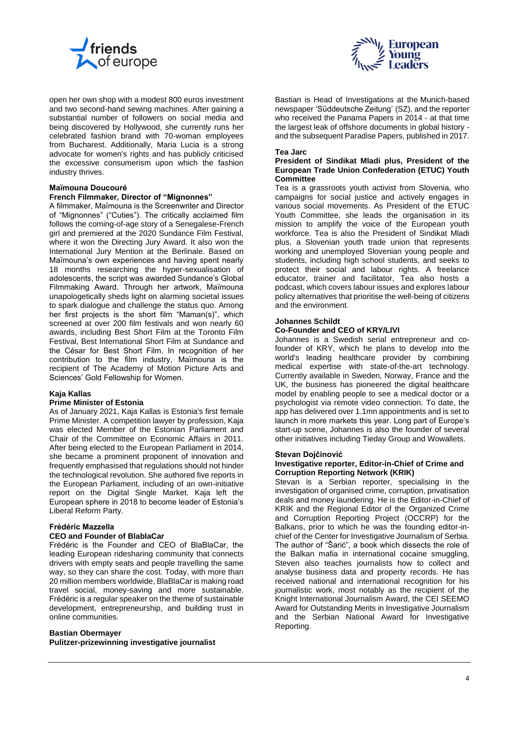open her own shop with a modest 800 euros investment and two second-hand sewing machines. After gaining a substantial number of followers on social media and being discovered by Hollywood, she currently runs her celebrated fashion brand with 70-woman employees from Bucharest. Additionally, Maria Lucia is a strong advocate for women's rights and has publicly criticised the excessive consumerism upon which the fashion industry thrives.

**Maïmouna Doucouré**
**French Filmmaker, Director of "Mignonnes"**

A filmmaker, Maïmouna is the Screenwriter and Director of "Mignonnes" ("Cuties"). The critically acclaimed film follows the coming-of-age story of a Senegalese-French girl and premiered at the 2020 Sundance Film Festival, where it won the Directing Jury Award. It also won the International Jury Mention at the Berlinale. Based on Maïmouna's own experiences and having spent nearly 18 months researching the hyper-sexualisation of adolescents, the script was awarded Sundance's Global Filmmaking Award. Through her artwork, Maïmouna unapologetically sheds light on alarming societal issues to spark dialogue and challenge the status quo. Among her first projects is the short film "Maman(s)", which screened at over 200 film festivals and won nearly 60 awards, including Best Short Film at the Toronto Film Festival, Best International Short Film at Sundance and the César for Best Short Film. In recognition of her contribution to the film industry, Maïmouna is the recipient of The Academy of Motion Picture Arts and Sciences' Gold Fellowship for Women.

**Kaja Kallas**
**Prime Minister of Estonia**

As of January 2021, Kaja Kallas is Estonia's first female Prime Minister. A competition lawyer by profession, Kaja was elected Member of the Estonian Parliament and Chair of the Committee on Economic Affairs in 2011. After being elected to the European Parliament in 2014, she became a prominent proponent of innovation and frequently emphasised that regulations should not hinder the technological revolution. She authored five reports in the European Parliament, including of an own-initiative report on the Digital Single Market. Kaja left the European sphere in 2018 to become leader of Estonia's Liberal Reform Party.

**Frédéric Mazzella**
**CEO and Founder of BlablaCar**

Frédéric is the Founder and CEO of BlaBlaCar, the leading European ridesharing community that connects drivers with empty seats and people travelling the same way, so they can share the cost. Today, with more than 20 million members worldwide, BlaBlaCar is making road travel social, money-saving and more sustainable. Frédéric is a regular speaker on the theme of sustainable development, entrepreneurship, and building trust in online communities.

**Bastian Obermayer**
**Pulitzer-prizewinning investigative journalist**

Bastian is Head of Investigations at the Munich-based newspaper 'Süddeutsche Zeitung' (SZ), and the reporter who received the Panama Papers in 2014 - at that time the largest leak of offshore documents in global history - and the subsequent Paradise Papers, published in 2017.

**Tea Jarc**
**President of Sindikat Mladi plus, President of the European Trade Union Confederation (ETUC) Youth Committee**

Tea is a grassroots youth activist from Slovenia, who campaigns for social justice and actively engages in various social movements. As President of the ETUC Youth Committee, she leads the organisation in its mission to amplify the voice of the European youth workforce. Tea is also the President of Sindikat Mladi plus, a Slovenian youth trade union that represents working and unemployed Slovenian young people and students, including high school students, and seeks to protect their social and labour rights. A freelance educator, trainer and facilitator, Tea also hosts a podcast, which covers labour issues and explores labour policy alternatives that prioritise the well-being of citizens and the environment.

**Johannes Schildt**
**Co-Founder and CEO of KRY/LIVI**

Johannes is a Swedish serial entrepreneur and co-founder of KRY, which he plans to develop into the world's leading healthcare provider by combining medical expertise with state-of-the-art technology. Currently available in Sweden, Norway, France and the UK, the business has pioneered the digital healthcare model by enabling people to see a medical doctor or a psychologist via remote video connection. To date, the app has delivered over 1.1mn appointments and is set to launch in more markets this year. Long part of Europe's start-up scene, Johannes is also the founder of several other initiatives including Tieday Group and Wowallets.

**Stevan Dojčinović**
**Investigative reporter, Editor-in-Chief of Crime and Corruption Reporting Network (KRIK)**

Stevan is a Serbian reporter, specialising in the investigation of organised crime, corruption, privatisation deals and money laundering. He is the Editor-in-Chief of KRIK and the Regional Editor of the Organized Crime and Corruption Reporting Project (OCCRP) for the Balkans, prior to which he was the founding editor-in-chief of the Center for Investigative Journalism of Serbia. The author of "Šarić", a book which dissects the role of the Balkan mafia in international cocaine smuggling, Steven also teaches journalists how to collect and analyse business data and property records. He has received national and international recognition for his journalistic work, most notably as the recipient of the Knight International Journalism Award, the CEI SEEMO Award for Outstanding Merits in Investigative Journalism and the Serbian National Award for Investigative Reporting.